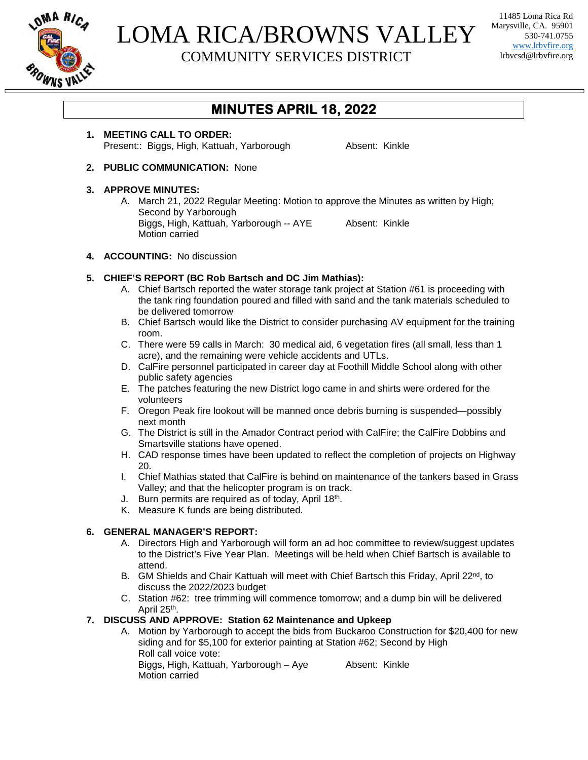# LOMA RICA/BROWNS VALLEY

## COMMUNITY SERVICES DISTRICT

11485 Loma Rica Rd
Marysville, CA. 95901
530-741.0755
www.lrbvfire.org
lrbvcsd@lrbvfire.org

## MINUTES APRIL 18, 2022

1. **MEETING CALL TO ORDER:**
   Present:: Biggs, High, Kattuah, Yarborough Absent: Kinkle

2. **PUBLIC COMMUNICATION:** None

3. **APPROVE MINUTES:**
   A. March 21, 2022 Regular Meeting: Motion to approve the Minutes as written by High; Second by Yarborough
   Biggs, High, Kattuah, Yarborough -- AYE Absent: Kinkle
   Motion carried

4. **ACCOUNTING:** No discussion

5. **CHIEF'S REPORT (BC Rob Bartsch and DC Jim Mathias):**
   A. Chief Bartsch reported the water storage tank project at Station #61 is proceeding with the tank ring foundation poured and filled with sand and the tank materials scheduled to be delivered tomorrow
   B. Chief Bartsch would like the District to consider purchasing AV equipment for the training room.
   C. There were 59 calls in March: 30 medical aid, 6 vegetation fires (all small, less than 1 acre), and the remaining were vehicle accidents and UTLs.
   D. CalFire personnel participated in career day at Foothill Middle School along with other public safety agencies
   E. The patches featuring the new District logo came in and shirts were ordered for the volunteers
   F. Oregon Peak fire lookout will be manned once debris burning is suspended—possibly next month
   G. The District is still in the Amador Contract period with CalFire; the CalFire Dobbins and Smartsville stations have opened.
   H. CAD response times have been updated to reflect the completion of projects on Highway 20.
   I. Chief Mathias stated that CalFire is behind on maintenance of the tankers based in Grass Valley; and that the helicopter program is on track.
   J. Burn permits are required as of today, April 18th.
   K. Measure K funds are being distributed.

6. **GENERAL MANAGER'S REPORT:**
   A. Directors High and Yarborough will form an ad hoc committee to review/suggest updates to the District's Five Year Plan. Meetings will be held when Chief Bartsch is available to attend.
   B. GM Shields and Chair Kattuah will meet with Chief Bartsch this Friday, April 22nd, to discuss the 2022/2023 budget
   C. Station #62: tree trimming will commence tomorrow; and a dump bin will be delivered April 25th.

7. **DISCUSS AND APPROVE: Station 62 Maintenance and Upkeep**
   A. Motion by Yarborough to accept the bids from Buckaroo Construction for $20,400 for new siding and for $5,100 for exterior painting at Station #62; Second by High
   Roll call voice vote:
   Biggs, High, Kattuah, Yarborough – Aye Absent: Kinkle
   Motion carried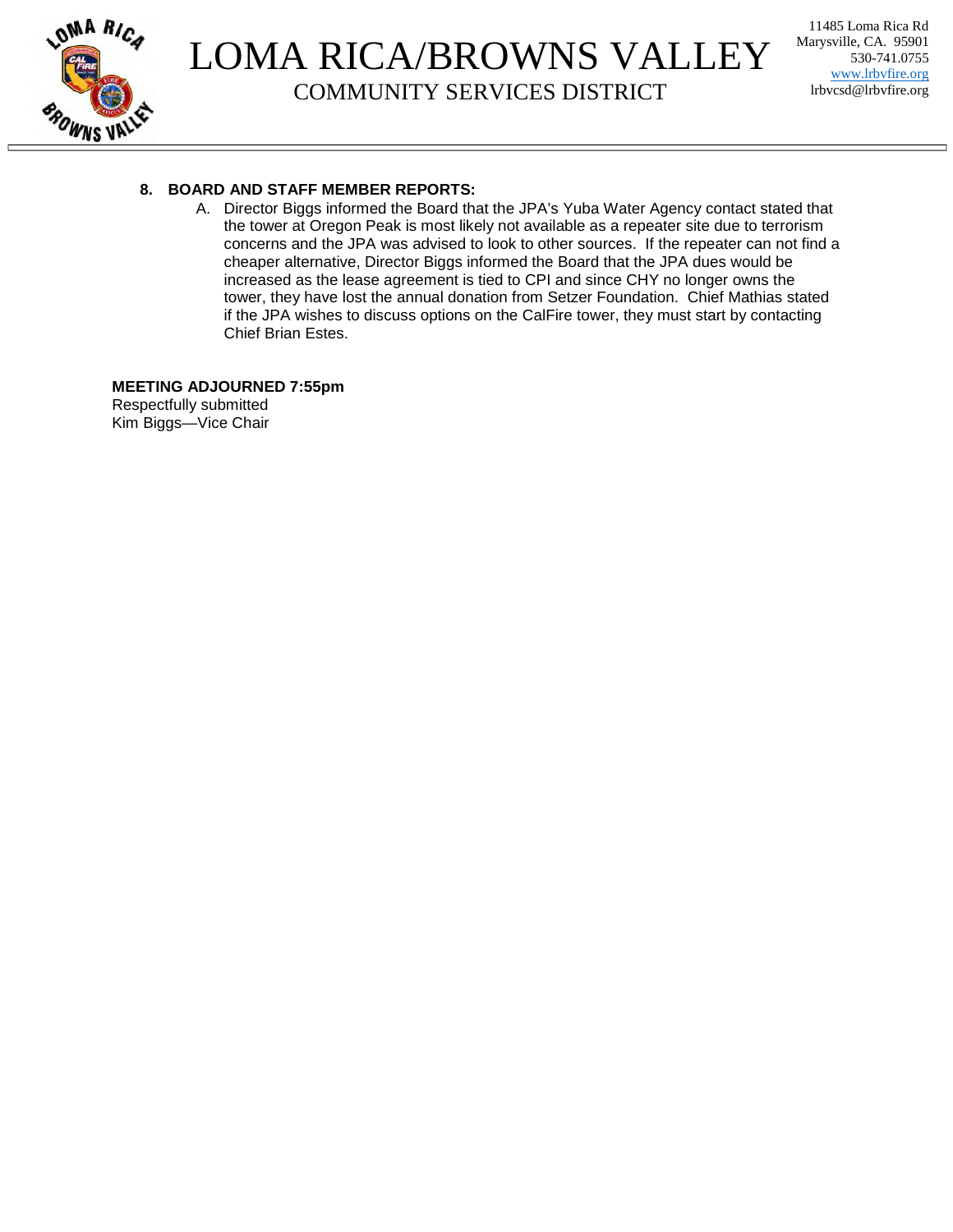**8. BOARD AND STAFF MEMBER REPORTS:**

A. Director Biggs informed the Board that the JPA's Yuba Water Agency contact stated that the tower at Oregon Peak is most likely not available as a repeater site due to terrorism concerns and the JPA was advised to look to other sources. If the repeater can not find a cheaper alternative, Director Biggs informed the Board that the JPA dues would be increased as the lease agreement is tied to CPI and since CHY no longer owns the tower, they have lost the annual donation from Setzer Foundation. Chief Mathias stated if the JPA wishes to discuss options on the CalFire tower, they must start by contacting Chief Brian Estes.

**MEETING ADJOURNED 7:55pm**

Respectfully submitted

Kim Biggs—Vice Chair